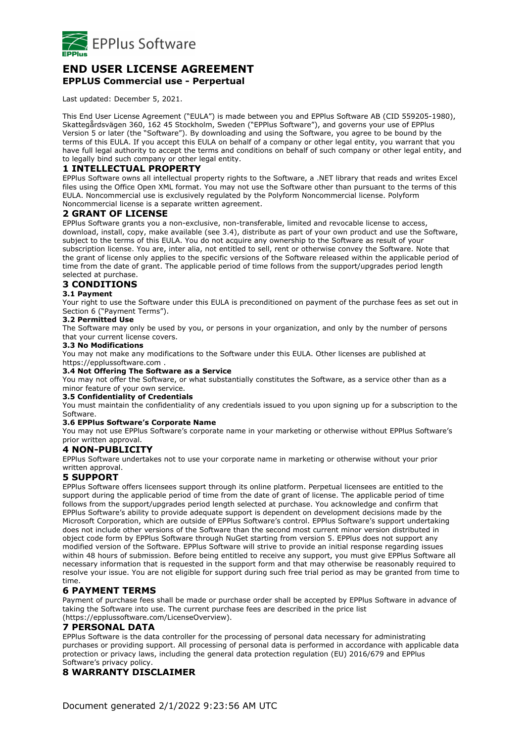EPPlus Software

# END USER LICENSE AGREEMENT

## EPPLUS Commercial use - Perpertual

Last updated: December 5, 2021.

This End User License Agreement ("EULA") is made between you and EPPlus Software AB (CID 559205-1980), Skattegårdsvägen 360, 162 45 Stockholm, Sweden ("EPPlus Software"), and governs your use of EPPlus Version 5 or later (the "Software"). By downloading and using the Software, you agree to be bound by the terms of this EULA. If you accept this EULA on behalf of a company or other legal entity, you warrant that you have full legal authority to accept the terms and conditions on behalf of such company or other legal entity, and to legally bind such company or other legal entity.

## 1 INTELLECTUAL PROPERTY

EPPlus Software owns all intellectual property rights to the Software, a .NET library that reads and writes Excel files using the Office Open XML format. You may not use the Software other than pursuant to the terms of this EULA. Noncommercial use is exclusively regulated by the Polyform Noncommercial license. Polyform Noncommercial license is a separate written agreement.

## 2 GRANT OF LICENSE

EPPlus Software grants you a non-exclusive, non-transferable, limited and revocable license to access, download, install, copy, make available (see 3.4), distribute as part of your own product and use the Software, subject to the terms of this EULA. You do not acquire any ownership to the Software as result of your subscription license. You are, inter alia, not entitled to sell, rent or otherwise convey the Software. Note that the grant of license only applies to the specific versions of the Software released within the applicable period of time from the date of grant. The applicable period of time follows from the support/upgrades period length selected at purchase.

## 3 CONDITIONS

### 3.1 Payment

Your right to use the Software under this EULA is preconditioned on payment of the purchase fees as set out in Section 6 ("Payment Terms").

### 3.2 Permitted Use

The Software may only be used by you, or persons in your organization, and only by the number of persons that your current license covers.

### 3.3 No Modifications

You may not make any modifications to the Software under this EULA. Other licenses are published at https://epplussoftware.com .

### 3.4 Not Offering The Software as a Service

You may not offer the Software, or what substantially constitutes the Software, as a service other than as a minor feature of your own service.

### 3.5 Confidentiality of Credentials

You must maintain the confidentiality of any credentials issued to you upon signing up for a subscription to the Software.

### 3.6 EPPlus Software's Corporate Name

You may not use EPPlus Software's corporate name in your marketing or otherwise without EPPlus Software's prior written approval.

## 4 NON-PUBLICITY

EPPlus Software undertakes not to use your corporate name in marketing or otherwise without your prior written approval.

## 5 SUPPORT

EPPlus Software offers licensees support through its online platform. Perpetual licensees are entitled to the support during the applicable period of time from the date of grant of license. The applicable period of time follows from the support/upgrades period length selected at purchase. You acknowledge and confirm that EPPlus Software's ability to provide adequate support is dependent on development decisions made by the Microsoft Corporation, which are outside of EPPlus Software's control. EPPlus Software's support undertaking does not include other versions of the Software than the second most current minor version distributed in object code form by EPPlus Software through NuGet starting from version 5. EPPlus does not support any modified version of the Software. EPPlus Software will strive to provide an initial response regarding issues within 48 hours of submission. Before being entitled to receive any support, you must give EPPlus Software all necessary information that is requested in the support form and that may otherwise be reasonably required to resolve your issue. You are not eligible for support during such free trial period as may be granted from time to time.

## 6 PAYMENT TERMS

Payment of purchase fees shall be made or purchase order shall be accepted by EPPlus Software in advance of taking the Software into use. The current purchase fees are described in the price list (https://epplussoftware.com/LicenseOverview).

## 7 PERSONAL DATA

EPPlus Software is the data controller for the processing of personal data necessary for administrating purchases or providing support. All processing of personal data is performed in accordance with applicable data protection or privacy laws, including the general data protection regulation (EU) 2016/679 and EPPlus Software's privacy policy.

## 8 WARRANTY DISCLAIMER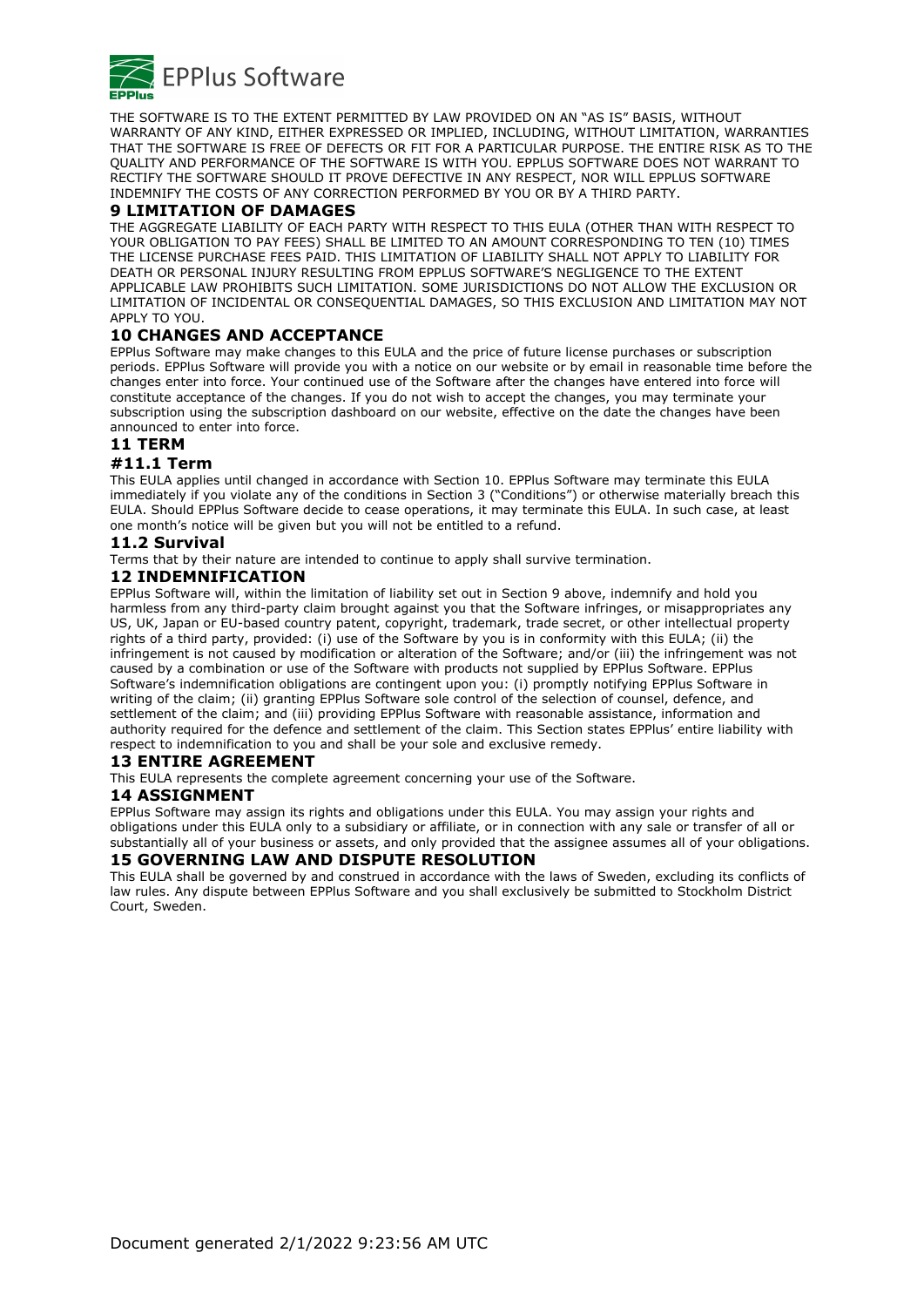THE SOFTWARE IS TO THE EXTENT PERMITTED BY LAW PROVIDED ON AN "AS IS" BASIS, WITHOUT WARRANTY OF ANY KIND, EITHER EXPRESSED OR IMPLIED, INCLUDING, WITHOUT LIMITATION, WARRANTIES THAT THE SOFTWARE IS FREE OF DEFECTS OR FIT FOR A PARTICULAR PURPOSE. THE ENTIRE RISK AS TO THE QUALITY AND PERFORMANCE OF THE SOFTWARE IS WITH YOU. EPPLUS SOFTWARE DOES NOT WARRANT TO RECTIFY THE SOFTWARE SHOULD IT PROVE DEFECTIVE IN ANY RESPECT, NOR WILL EPPLUS SOFTWARE INDEMNIFY THE COSTS OF ANY CORRECTION PERFORMED BY YOU OR BY A THIRD PARTY.

## 9 LIMITATION OF DAMAGES

THE AGGREGATE LIABILITY OF EACH PARTY WITH RESPECT TO THIS EULA (OTHER THAN WITH RESPECT TO YOUR OBLIGATION TO PAY FEES) SHALL BE LIMITED TO AN AMOUNT CORRESPONDING TO TEN (10) TIMES THE LICENSE PURCHASE FEES PAID. THIS LIMITATION OF LIABILITY SHALL NOT APPLY TO LIABILITY FOR DEATH OR PERSONAL INJURY RESULTING FROM EPPLUS SOFTWARE'S NEGLIGENCE TO THE EXTENT APPLICABLE LAW PROHIBITS SUCH LIMITATION. SOME JURISDICTIONS DO NOT ALLOW THE EXCLUSION OR LIMITATION OF INCIDENTAL OR CONSEQUENTIAL DAMAGES, SO THIS EXCLUSION AND LIMITATION MAY NOT APPLY TO YOU.

## 10 CHANGES AND ACCEPTANCE

EPPlus Software may make changes to this EULA and the price of future license purchases or subscription periods. EPPlus Software will provide you with a notice on our website or by email in reasonable time before the changes enter into force. Your continued use of the Software after the changes have entered into force will constitute acceptance of the changes. If you do not wish to accept the changes, you may terminate your subscription using the subscription dashboard on our website, effective on the date the changes have been announced to enter into force.

## 11 TERM

### #11.1 Term

This EULA applies until changed in accordance with Section 10. EPPlus Software may terminate this EULA immediately if you violate any of the conditions in Section 3 ("Conditions") or otherwise materially breach this EULA. Should EPPlus Software decide to cease operations, it may terminate this EULA. In such case, at least one month's notice will be given but you will not be entitled to a refund.

### 11.2 Survival

Terms that by their nature are intended to continue to apply shall survive termination.

## 12 INDEMNIFICATION

EPPlus Software will, within the limitation of liability set out in Section 9 above, indemnify and hold you harmless from any third-party claim brought against you that the Software infringes, or misappropriates any US, UK, Japan or EU-based country patent, copyright, trademark, trade secret, or other intellectual property rights of a third party, provided: (i) use of the Software by you is in conformity with this EULA; (ii) the infringement is not caused by modification or alteration of the Software; and/or (iii) the infringement was not caused by a combination or use of the Software with products not supplied by EPPlus Software. EPPlus Software's indemnification obligations are contingent upon you: (i) promptly notifying EPPlus Software in writing of the claim; (ii) granting EPPlus Software sole control of the selection of counsel, defence, and settlement of the claim; and (iii) providing EPPlus Software with reasonable assistance, information and authority required for the defence and settlement of the claim. This Section states EPPlus' entire liability with respect to indemnification to you and shall be your sole and exclusive remedy.

## 13 ENTIRE AGREEMENT

This EULA represents the complete agreement concerning your use of the Software.

## 14 ASSIGNMENT

EPPlus Software may assign its rights and obligations under this EULA. You may assign your rights and obligations under this EULA only to a subsidiary or affiliate, or in connection with any sale or transfer of all or substantially all of your business or assets, and only provided that the assignee assumes all of your obligations.

## 15 GOVERNING LAW AND DISPUTE RESOLUTION

This EULA shall be governed by and construed in accordance with the laws of Sweden, excluding its conflicts of law rules. Any dispute between EPPlus Software and you shall exclusively be submitted to Stockholm District Court, Sweden.

Document generated 2/1/2022 9:23:56 AM UTC